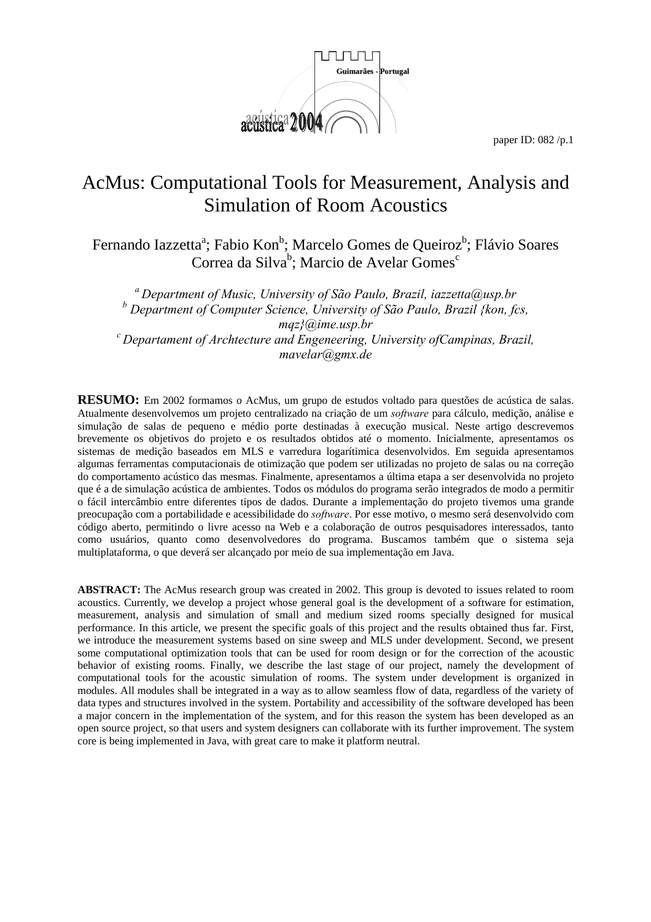# AcMus: Computational Tools for Measurement, Analysis and Simulation of Room Acoustics

Fernando Iazzetta[a]; Fabio Kon[b]; Marcelo Gomes de Queiroz[b]; Flávio Soares Correa da Silva[b]; Marcio de Avelar Gomes[c]

[a] *Department of Music, University of São Paulo, Brazil, iazzetta@usp.br*
[b] *Department of Computer Science, University of São Paulo, Brazil {kon, fcs, mqz}@ime.usp.br*
[c] *Departament of Archtecture and Engeneering, University ofCampinas, Brazil, mavelar@gmx.de*

**RESUMO:** Em 2002 formamos o AcMus, um grupo de estudos voltado para questões de acústica de salas. Atualmente desenvolvemos um projeto centralizado na criação de um *software* para cálculo, medição, análise e simulação de salas de pequeno e médio porte destinadas à execução musical. Neste artigo descrevemos brevemente os objetivos do projeto e os resultados obtidos até o momento. Inicialmente, apresentamos os sistemas de medição baseados em MLS e varredura logarítimica desenvolvidos. Em seguida apresentamos algumas ferramentas computacionais de otimização que podem ser utilizadas no projeto de salas ou na correção do comportamento acústico das mesmas. Finalmente, apresentamos a última etapa a ser desenvolvida no projeto que é a de simulação acústica de ambientes. Todos os módulos do programa serão integrados de modo a permitir o fácil intercâmbio entre diferentes tipos de dados. Durante a implementação do projeto tivemos uma grande preocupação com a portabilidade e acessibilidade do *software*. Por esse motivo, o mesmo será desenvolvido com código aberto, permitindo o livre acesso na Web e a colaboração de outros pesquisadores interessados, tanto como usuários, quanto como desenvolvedores do programa. Buscamos também que o sistema seja multiplataforma, o que deverá ser alcançado por meio de sua implementação em Java.

**ABSTRACT:** The AcMus research group was created in 2002. This group is devoted to issues related to room acoustics. Currently, we develop a project whose general goal is the development of a software for estimation, measurement, analysis and simulation of small and medium sized rooms specially designed for musical performance. In this article, we present the specific goals of this project and the results obtained thus far. First, we introduce the measurement systems based on sine sweep and MLS under development. Second, we present some computational optimization tools that can be used for room design or for the correction of the acoustic behavior of existing rooms. Finally, we describe the last stage of our project, namely the development of computational tools for the acoustic simulation of rooms. The system under development is organized in modules. All modules shall be integrated in a way as to allow seamless flow of data, regardless of the variety of data types and structures involved in the system. Portability and accessibility of the software developed has been a major concern in the implementation of the system, and for this reason the system has been developed as an open source project, so that users and system designers can collaborate with its further improvement. The system core is being implemented in Java, with great care to make it platform neutral.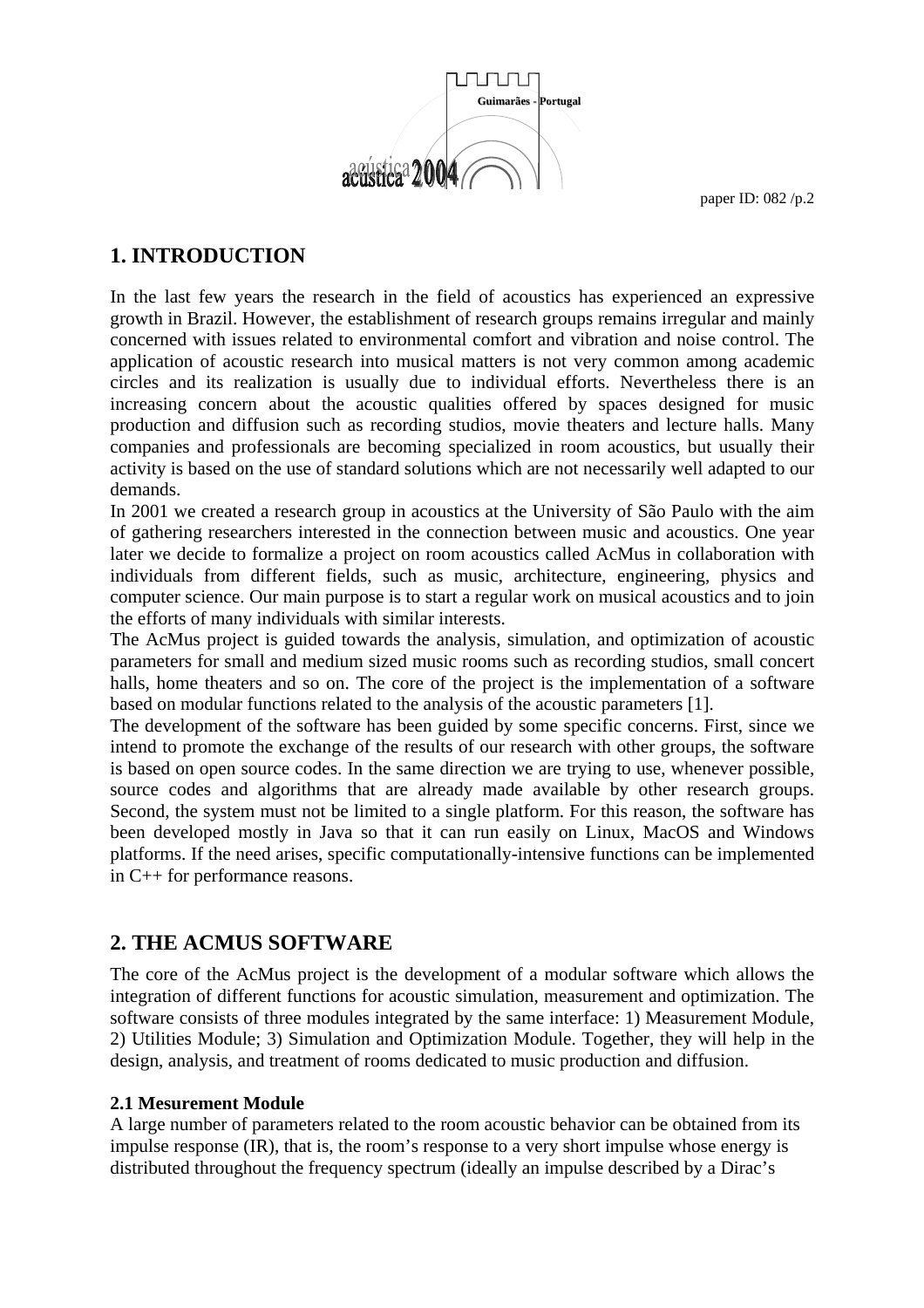## 1. INTRODUCTION

In the last few years the research in the field of acoustics has experienced an expressive growth in Brazil. However, the establishment of research groups remains irregular and mainly concerned with issues related to environmental comfort and vibration and noise control. The application of acoustic research into musical matters is not very common among academic circles and its realization is usually due to individual efforts. Nevertheless there is an increasing concern about the acoustic qualities offered by spaces designed for music production and diffusion such as recording studios, movie theaters and lecture halls. Many companies and professionals are becoming specialized in room acoustics, but usually their activity is based on the use of standard solutions which are not necessarily well adapted to our demands.

In 2001 we created a research group in acoustics at the University of São Paulo with the aim of gathering researchers interested in the connection between music and acoustics. One year later we decide to formalize a project on room acoustics called AcMus in collaboration with individuals from different fields, such as music, architecture, engineering, physics and computer science. Our main purpose is to start a regular work on musical acoustics and to join the efforts of many individuals with similar interests.

The AcMus project is guided towards the analysis, simulation, and optimization of acoustic parameters for small and medium sized music rooms such as recording studios, small concert halls, home theaters and so on. The core of the project is the implementation of a software based on modular functions related to the analysis of the acoustic parameters [1].

The development of the software has been guided by some specific concerns. First, since we intend to promote the exchange of the results of our research with other groups, the software is based on open source codes. In the same direction we are trying to use, whenever possible, source codes and algorithms that are already made available by other research groups. Second, the system must not be limited to a single platform. For this reason, the software has been developed mostly in Java so that it can run easily on Linux, MacOS and Windows platforms. If the need arises, specific computationally-intensive functions can be implemented in C++ for performance reasons.

## 2. THE ACMUS SOFTWARE

The core of the AcMus project is the development of a modular software which allows the integration of different functions for acoustic simulation, measurement and optimization. The software consists of three modules integrated by the same interface: 1) Measurement Module, 2) Utilities Module; 3) Simulation and Optimization Module. Together, they will help in the design, analysis, and treatment of rooms dedicated to music production and diffusion.

### 2.1 Mesurement Module

A large number of parameters related to the room acoustic behavior can be obtained from its impulse response (IR), that is, the room's response to a very short impulse whose energy is distributed throughout the frequency spectrum (ideally an impulse described by a Dirac's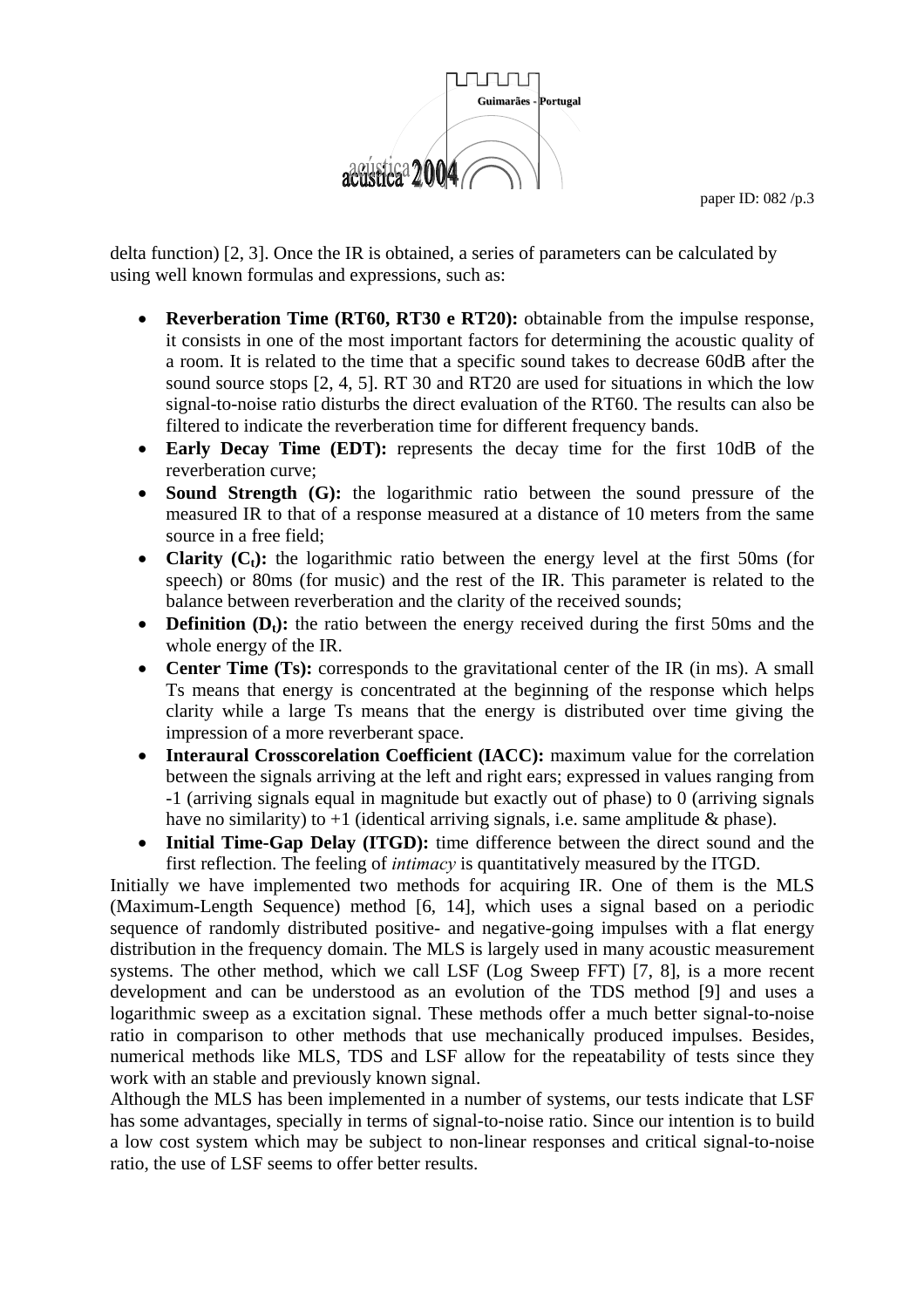delta function) [2, 3]. Once the IR is obtained, a series of parameters can be calculated by using well known formulas and expressions, such as:

- **Reverberation Time (RT60, RT30 e RT20):** obtainable from the impulse response, it consists in one of the most important factors for determining the acoustic quality of a room. It is related to the time that a specific sound takes to decrease 60dB after the sound source stops [2, 4, 5]. RT 30 and RT20 are used for situations in which the low signal-to-noise ratio disturbs the direct evaluation of the RT60. The results can also be filtered to indicate the reverberation time for different frequency bands.
- **Early Decay Time (EDT):** represents the decay time for the first 10dB of the reverberation curve;
- **Sound Strength (G):** the logarithmic ratio between the sound pressure of the measured IR to that of a response measured at a distance of 10 meters from the same source in a free field;
- **Clarity ($C_t$):** the logarithmic ratio between the energy level at the first 50ms (for speech) or 80ms (for music) and the rest of the IR. This parameter is related to the balance between reverberation and the clarity of the received sounds;
- **Definition ($D_t$):** the ratio between the energy received during the first 50ms and the whole energy of the IR.
- **Center Time (Ts):** corresponds to the gravitational center of the IR (in ms). A small Ts means that energy is concentrated at the beginning of the response which helps clarity while a large Ts means that the energy is distributed over time giving the impression of a more reverberant space.
- **Interaural Crosscorelation Coefficient (IACC):** maximum value for the correlation between the signals arriving at the left and right ears; expressed in values ranging from -1 (arriving signals equal in magnitude but exactly out of phase) to 0 (arriving signals have no similarity) to +1 (identical arriving signals, i.e. same amplitude & phase).
- **Initial Time-Gap Delay (ITGD):** time difference between the direct sound and the first reflection. The feeling of *intimacy* is quantitatively measured by the ITGD.

Initially we have implemented two methods for acquiring IR. One of them is the MLS (Maximum-Length Sequence) method [6, 14], which uses a signal based on a periodic sequence of randomly distributed positive- and negative-going impulses with a flat energy distribution in the frequency domain. The MLS is largely used in many acoustic measurement systems. The other method, which we call LSF (Log Sweep FFT) [7, 8], is a more recent development and can be understood as an evolution of the TDS method [9] and uses a logarithmic sweep as a excitation signal. These methods offer a much better signal-to-noise ratio in comparison to other methods that use mechanically produced impulses. Besides, numerical methods like MLS, TDS and LSF allow for the repeatability of tests since they work with an stable and previously known signal.

Although the MLS has been implemented in a number of systems, our tests indicate that LSF has some advantages, specially in terms of signal-to-noise ratio. Since our intention is to build a low cost system which may be subject to non-linear responses and critical signal-to-noise ratio, the use of LSF seems to offer better results.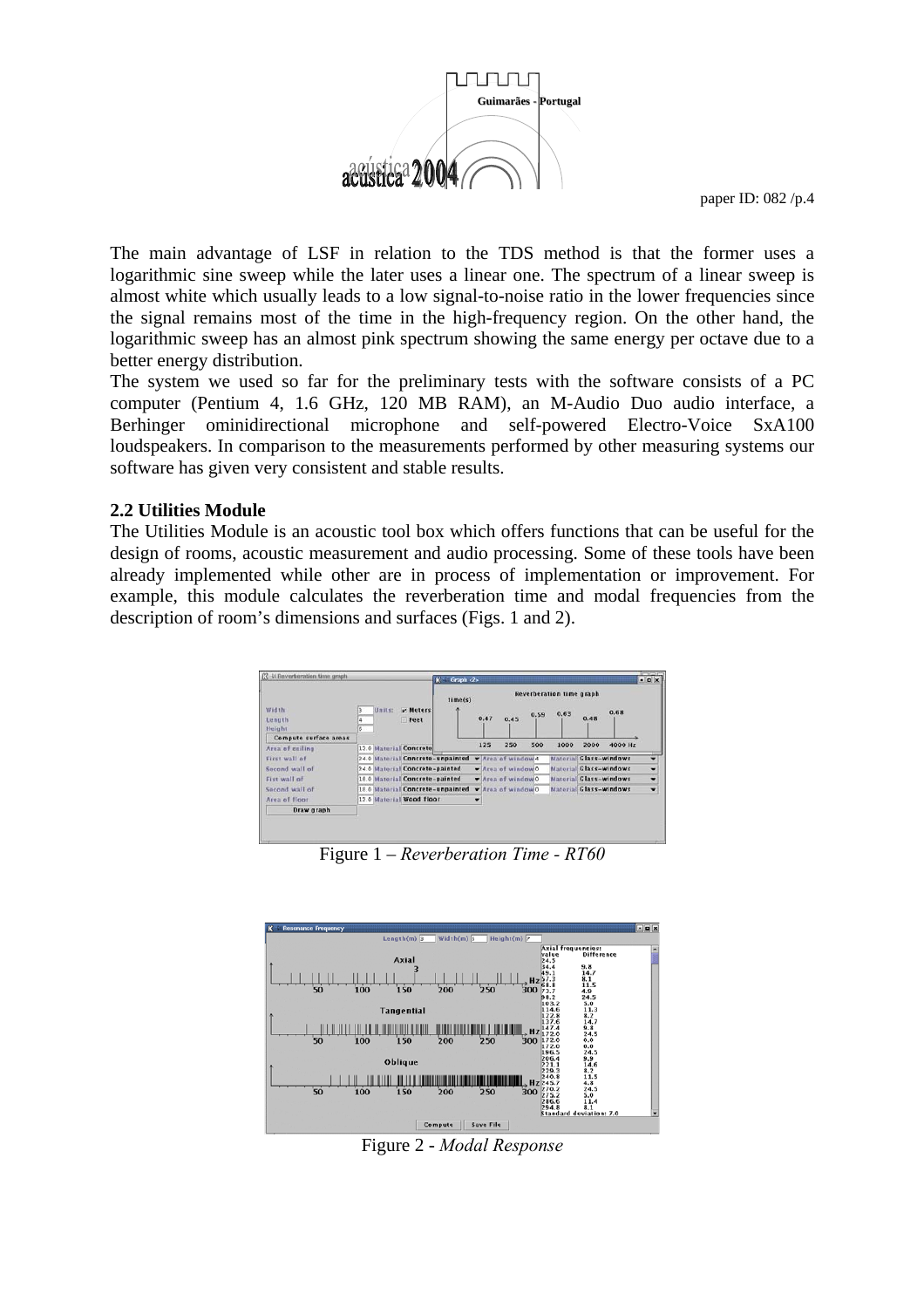The main advantage of LSF in relation to the TDS method is that the former uses a logarithmic sine sweep while the later uses a linear one. The spectrum of a linear sweep is almost white which usually leads to a low signal-to-noise ratio in the lower frequencies since the signal remains most of the time in the high-frequency region. On the other hand, the logarithmic sweep has an almost pink spectrum showing the same energy per octave due to a better energy distribution.
The system we used so far for the preliminary tests with the software consists of a PC computer (Pentium 4, 1.6 GHz, 120 MB RAM), an M-Audio Duo audio interface, a Berhinger ominidirectional microphone and self-powered Electro-Voice SxA100 loudspeakers. In comparison to the measurements performed by other measuring systems our software has given very consistent and stable results.

### 2.2 Utilities Module

The Utilities Module is an acoustic tool box which offers functions that can be useful for the design of rooms, acoustic measurement and audio processing. Some of these tools have been already implemented while other are in process of implementation or improvement. For example, this module calculates the reverberation time and modal frequencies from the description of room's dimensions and surfaces (Figs. 1 and 2).

Figure 1 – *Reverberation Time - RT60*

Figure 2 - *Modal Response*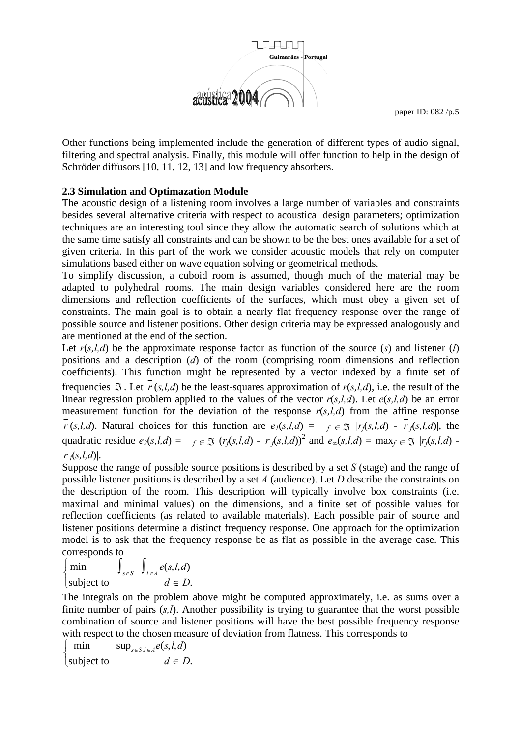Other functions being implemented include the generation of different types of audio signal, filtering and spectral analysis. Finally, this module will offer function to help in the design of Schröder diffusors [10, 11, 12, 13] and low frequency absorbers.

### 2.3 Simulation and Optimazation Module

The acoustic design of a listening room involves a large number of variables and constraints besides several alternative criteria with respect to acoustical design parameters; optimization techniques are an interesting tool since they allow the automatic search of solutions which at the same time satisfy all constraints and can be shown to be the best ones available for a set of given criteria. In this part of the work we consider acoustic models that rely on computer simulations based either on wave equation solving or geometrical methods.

To simplify discussion, a cuboid room is assumed, though much of the material may be adapted to polyhedral rooms. The main design variables considered here are the room dimensions and reflection coefficients of the surfaces, which must obey a given set of constraints. The main goal is to obtain a nearly flat frequency response over the range of possible source and listener positions. Other design criteria may be expressed analogously and are mentioned at the end of the section.

Let $r(s,l,d)$ be the approximate response factor as function of the source ($s$) and listener ($l$) positions and a description ($d$) of the room (comprising room dimensions and reflection coefficients). This function might be represented by a vector indexed by a finite set of frequencies $\Im$. Let $\bar{r}(s,l,d)$ be the least-squares approximation of $r(s,l,d)$, i.e. the result of the linear regression problem applied to the values of the vector $r(s,l,d)$. Let $e(s,l,d)$ be an error measurement function for the deviation of the response $r(s,l,d)$ from the affine response $\bar{r}(s,l,d)$. Natural choices for this function are $e_1(s,l,d) = \sum_{f \in \Im} |r_f(s,l,d) - \bar{r}_f(s,l,d)|$, the quadratic residue $e_2(s,l,d) = \sum_{f \in \Im} (r_f(s,l,d) - \bar{r}_f(s,l,d))^2$ and $e_\infty(s,l,d) = \max_{f \in \Im} |r_f(s,l,d) - \bar{r}_f(s,l,d)|$.

Suppose the range of possible source positions is described by a set $S$ (stage) and the range of possible listener positions is described by a set $A$ (audience). Let $D$ describe the constraints on the description of the room. This description will typically involve box constraints (i.e. maximal and minimal values) on the dimensions, and a finite set of possible values for reflection coefficients (as related to available materials). Each possible pair of source and listener positions determine a distinct frequency response. One approach for the optimization model is to ask that the frequency response be as flat as possible in the average case. This corresponds to

$$\begin{cases} \min & \int_{s \in S} \int_{l \in A} e(s,l,d) \\ \text{subject to} & d \in D. \end{cases}$$

The integrals on the problem above might be computed approximately, i.e. as sums over a finite number of pairs $(s,l)$. Another possibility is trying to guarantee that the worst possible combination of source and listener positions will have the best possible frequency response with respect to the chosen measure of deviation from flatness. This corresponds to

$$\begin{cases} \min & \sup_{s \in S, l \in A} e(s,l,d) \\ \text{subject to} & d \in D. \end{cases}$$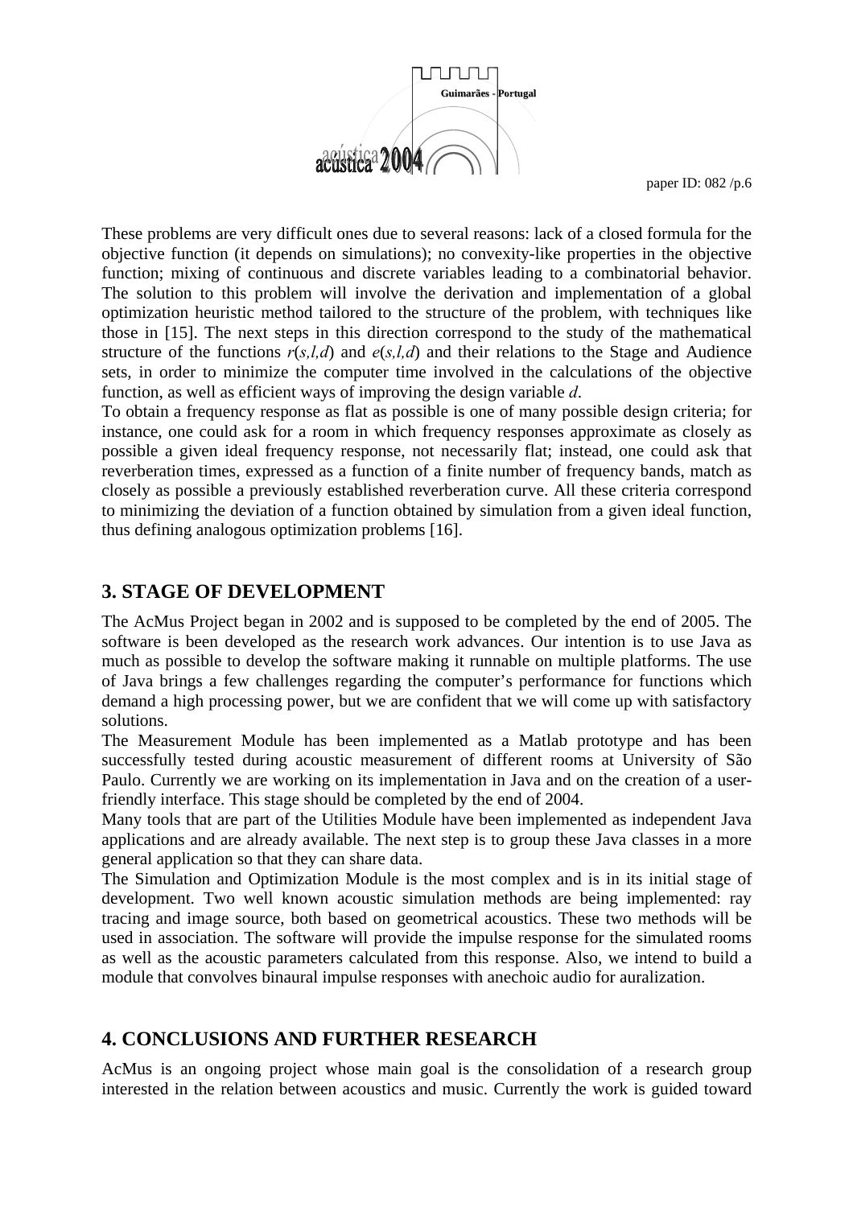These problems are very difficult ones due to several reasons: lack of a closed formula for the objective function (it depends on simulations); no convexity-like properties in the objective function; mixing of continuous and discrete variables leading to a combinatorial behavior. The solution to this problem will involve the derivation and implementation of a global optimization heuristic method tailored to the structure of the problem, with techniques like those in [15]. The next steps in this direction correspond to the study of the mathematical structure of the functions $r(s,l,d)$ and $e(s,l,d)$ and their relations to the Stage and Audience sets, in order to minimize the computer time involved in the calculations of the objective function, as well as efficient ways of improving the design variable $d$.

To obtain a frequency response as flat as possible is one of many possible design criteria; for instance, one could ask for a room in which frequency responses approximate as closely as possible a given ideal frequency response, not necessarily flat; instead, one could ask that reverberation times, expressed as a function of a finite number of frequency bands, match as closely as possible a previously established reverberation curve. All these criteria correspond to minimizing the deviation of a function obtained by simulation from a given ideal function, thus defining analogous optimization problems [16].

## 3. STAGE OF DEVELOPMENT

The AcMus Project began in 2002 and is supposed to be completed by the end of 2005. The software is been developed as the research work advances. Our intention is to use Java as much as possible to develop the software making it runnable on multiple platforms. The use of Java brings a few challenges regarding the computer's performance for functions which demand a high processing power, but we are confident that we will come up with satisfactory solutions.

The Measurement Module has been implemented as a Matlab prototype and has been successfully tested during acoustic measurement of different rooms at University of São Paulo. Currently we are working on its implementation in Java and on the creation of a user-friendly interface. This stage should be completed by the end of 2004.

Many tools that are part of the Utilities Module have been implemented as independent Java applications and are already available. The next step is to group these Java classes in a more general application so that they can share data.

The Simulation and Optimization Module is the most complex and is in its initial stage of development. Two well known acoustic simulation methods are being implemented: ray tracing and image source, both based on geometrical acoustics. These two methods will be used in association. The software will provide the impulse response for the simulated rooms as well as the acoustic parameters calculated from this response. Also, we intend to build a module that convolves binaural impulse responses with anechoic audio for auralization.

## 4. CONCLUSIONS AND FURTHER RESEARCH

AcMus is an ongoing project whose main goal is the consolidation of a research group interested in the relation between acoustics and music. Currently the work is guided toward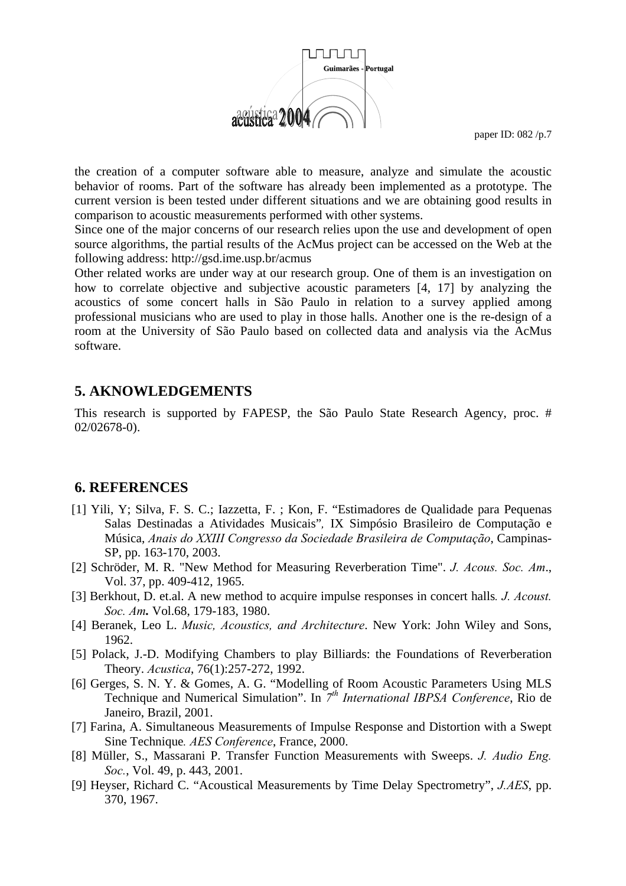the creation of a computer software able to measure, analyze and simulate the acoustic behavior of rooms. Part of the software has already been implemented as a prototype. The current version is been tested under different situations and we are obtaining good results in comparison to acoustic measurements performed with other systems.

Since one of the major concerns of our research relies upon the use and development of open source algorithms, the partial results of the AcMus project can be accessed on the Web at the following address: http://gsd.ime.usp.br/acmus

Other related works are under way at our research group. One of them is an investigation on how to correlate objective and subjective acoustic parameters [4, 17] by analyzing the acoustics of some concert halls in São Paulo in relation to a survey applied among professional musicians who are used to play in those halls. Another one is the re-design of a room at the University of São Paulo based on collected data and analysis via the AcMus software.

## 5. AKNOWLEDGEMENTS

This research is supported by FAPESP, the São Paulo State Research Agency, proc. # 02/02678-0).

## 6. REFERENCES

[1] Yili, Y; Silva, F. S. C.; Iazzetta, F. ; Kon, F. “Estimadores de Qualidade para Pequenas Salas Destinadas a Atividades Musicais”*,* IX Simpósio Brasileiro de Computação e Música, *Anais do XXIII Congresso da Sociedade Brasileira de Computação*, Campinas-SP, pp. 163-170, 2003.

[2] Schröder, M. R. "New Method for Measuring Reverberation Time". *J. Acous. Soc. Am*., Vol. 37, pp. 409-412, 1965.

[3] Berkhout, D. et.al. A new method to acquire impulse responses in concert halls*. J. Acoust. Soc. Am***.** Vol.68, 179-183, 1980.

[4] Beranek, Leo L. *Music, Acoustics, and Architecture*. New York: John Wiley and Sons, 1962.

[5] Polack, J.-D. Modifying Chambers to play Billiards: the Foundations of Reverberation Theory. *Acustica*, 76(1):257-272, 1992.

[6] Gerges, S. N. Y. & Gomes, A. G. “Modelling of Room Acoustic Parameters Using MLS Technique and Numerical Simulation”. In *7th International IBPSA Conference*, Rio de Janeiro, Brazil, 2001.

[7] Farina, A. Simultaneous Measurements of Impulse Response and Distortion with a Swept Sine Technique*. AES Conference*, France, 2000.

[8] Müller, S., Massarani P. Transfer Function Measurements with Sweeps. *J. Audio Eng. Soc.*, Vol. 49, p. 443, 2001.

[9] Heyser, Richard C. “Acoustical Measurements by Time Delay Spectrometry”, *J.AES*, pp. 370, 1967.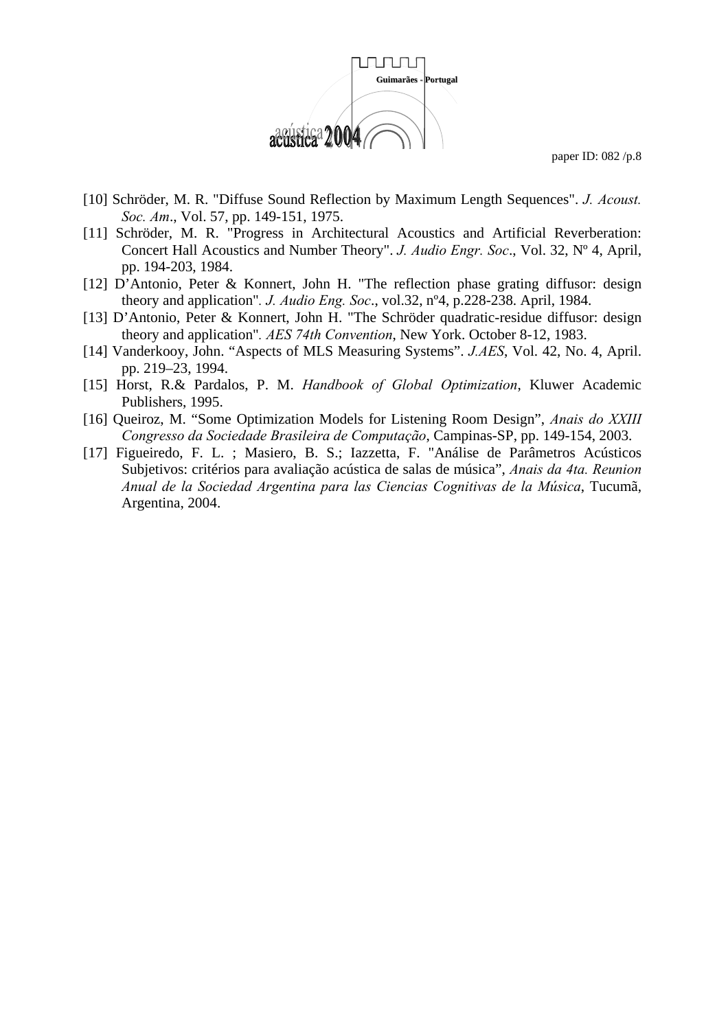[10] Schröder, M. R. "Diffuse Sound Reflection by Maximum Length Sequences". *J. Acoust. Soc. Am*., Vol. 57, pp. 149-151, 1975.

[11] Schröder, M. R. "Progress in Architectural Acoustics and Artificial Reverberation: Concert Hall Acoustics and Number Theory". *J. Audio Engr. Soc*., Vol. 32, Nº 4, April, pp. 194-203, 1984.

[12] D'Antonio, Peter & Konnert, John H. "The reflection phase grating diffusor: design theory and application". *J. Audio Eng. Soc*., vol.32, nº4, p.228-238. April, 1984.

[13] D'Antonio, Peter & Konnert, John H. "The Schröder quadratic-residue diffusor: design theory and application". *AES 74th Convention*, New York. October 8-12, 1983.

[14] Vanderkooy, John. "Aspects of MLS Measuring Systems". *J.AES*, Vol. 42, No. 4, April. pp. 219–23, 1994.

[15] Horst, R.& Pardalos, P. M. *Handbook of Global Optimization*, Kluwer Academic Publishers, 1995.

[16] Queiroz, M. "Some Optimization Models for Listening Room Design", *Anais do XXIII Congresso da Sociedade Brasileira de Computação*, Campinas-SP, pp. 149-154, 2003.

[17] Figueiredo, F. L. ; Masiero, B. S.; Iazzetta, F. "Análise de Parâmetros Acústicos Subjetivos: critérios para avaliação acústica de salas de música", *Anais da 4ta. Reunion Anual de la Sociedad Argentina para las Ciencias Cognitivas de la Música*, Tucumã, Argentina, 2004.